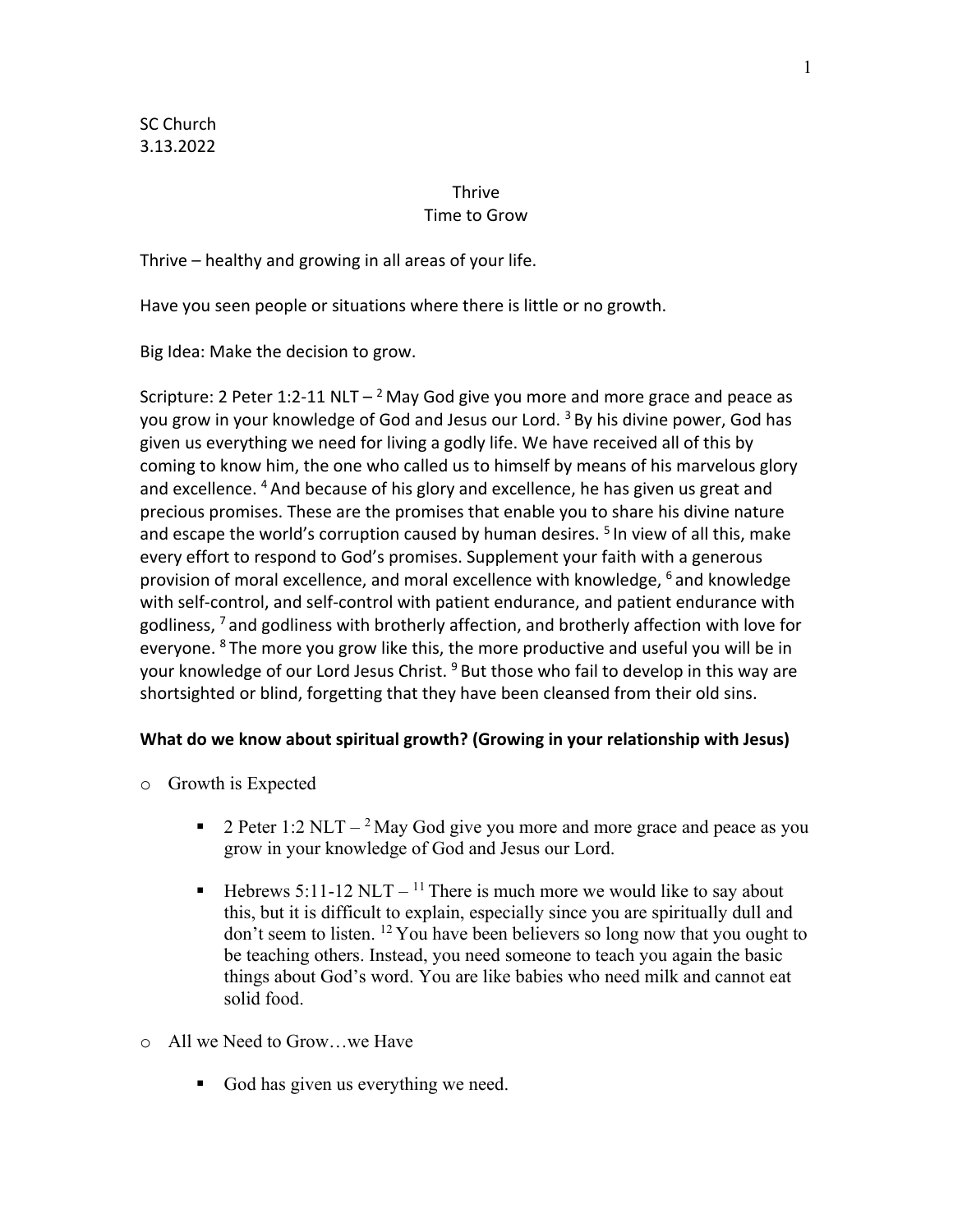SC Church
3.13.2022

# Thrive
## Time to Grow

Thrive – healthy and growing in all areas of your life.

Have you seen people or situations where there is little or no growth.

Big Idea: Make the decision to grow.

Scripture: 2 Peter 1:2-11 NLT – [2] May God give you more and more grace and peace as you grow in your knowledge of God and Jesus our Lord. [3] By his divine power, God has given us everything we need for living a godly life. We have received all of this by coming to know him, the one who called us to himself by means of his marvelous glory and excellence. [4] And because of his glory and excellence, he has given us great and precious promises. These are the promises that enable you to share his divine nature and escape the world's corruption caused by human desires. [5] In view of all this, make every effort to respond to God's promises. Supplement your faith with a generous provision of moral excellence, and moral excellence with knowledge, [6] and knowledge with self-control, and self-control with patient endurance, and patient endurance with godliness, [7] and godliness with brotherly affection, and brotherly affection with love for everyone. [8] The more you grow like this, the more productive and useful you will be in your knowledge of our Lord Jesus Christ. [9] But those who fail to develop in this way are shortsighted or blind, forgetting that they have been cleansed from their old sins.

**What do we know about spiritual growth? (Growing in your relationship with Jesus)**

- Growth is Expected
  - 2 Peter 1:2 NLT – [2] May God give you more and more grace and peace as you grow in your knowledge of God and Jesus our Lord.
  - Hebrews 5:11-12 NLT – [11] There is much more we would like to say about this, but it is difficult to explain, especially since you are spiritually dull and don't seem to listen. [12] You have been believers so long now that you ought to be teaching others. Instead, you need someone to teach you again the basic things about God's word. You are like babies who need milk and cannot eat solid food.
- All we Need to Grow…we Have
  - God has given us everything we need.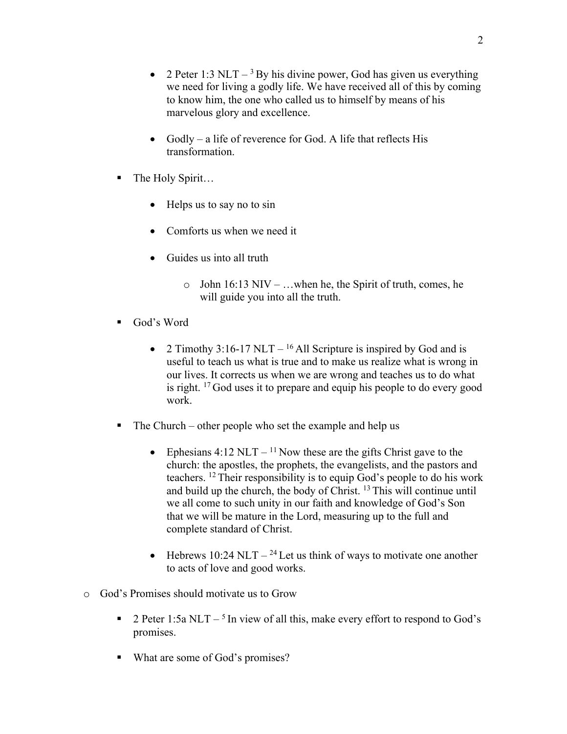- 2 Peter 1:3 NLT – [3] By his divine power, God has given us everything we need for living a godly life. We have received all of this by coming to know him, the one who called us to himself by means of his marvelous glory and excellence.

      - Godly – a life of reverence for God. A life that reflects His transformation.

    - The Holy Spirit…

      - Helps us to say no to sin

      - Comforts us when we need it

      - Guides us into all truth

        - John 16:13 NIV – …when he, the Spirit of truth, comes, he will guide you into all the truth.

    - God's Word

      - 2 Timothy 3:16-17 NLT – [16] All Scripture is inspired by God and is useful to teach us what is true and to make us realize what is wrong in our lives. It corrects us when we are wrong and teaches us to do what is right. [17] God uses it to prepare and equip his people to do every good work.

    - The Church – other people who set the example and help us

      - Ephesians 4:12 NLT – [11] Now these are the gifts Christ gave to the church: the apostles, the prophets, the evangelists, and the pastors and teachers. [12] Their responsibility is to equip God's people to do his work and build up the church, the body of Christ. [13] This will continue until we all come to such unity in our faith and knowledge of God's Son that we will be mature in the Lord, measuring up to the full and complete standard of Christ.

      - Hebrews 10:24 NLT – [24] Let us think of ways to motivate one another to acts of love and good works.

  - God's Promises should motivate us to Grow

    - 2 Peter 1:5a NLT – [5] In view of all this, make every effort to respond to God's promises.

    - What are some of God's promises?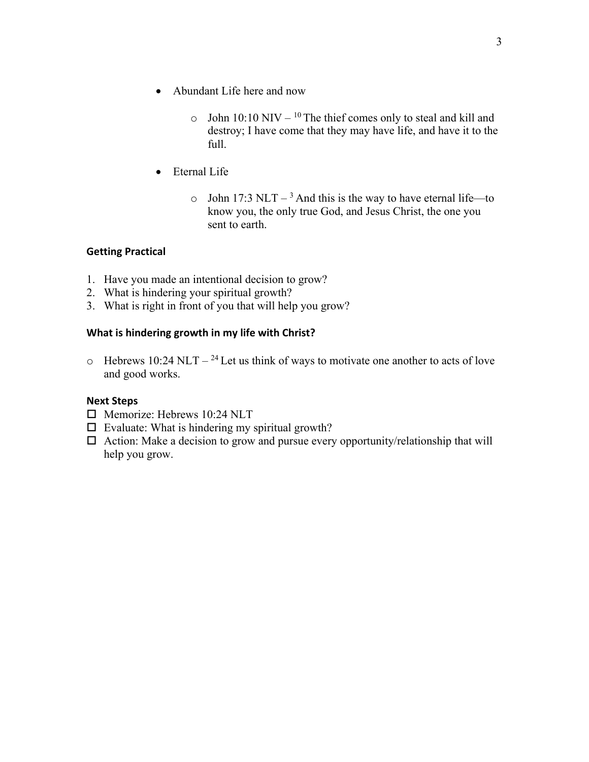- Abundant Life here and now
    - John 10:10 NIV – [10] The thief comes only to steal and kill and destroy; I have come that they may have life, and have it to the full.

- Eternal Life
    - John 17:3 NLT – [3] And this is the way to have eternal life—to know you, the only true God, and Jesus Christ, the one you sent to earth.

**Getting Practical**

1. Have you made an intentional decision to grow?
2. What is hindering your spiritual growth?
3. What is right in front of you that will help you grow?

**What is hindering growth in my life with Christ?**

- Hebrews 10:24 NLT – [24] Let us think of ways to motivate one another to acts of love and good works.

**Next Steps**

- [ ] Memorize: Hebrews 10:24 NLT
- [ ] Evaluate: What is hindering my spiritual growth?
- [ ] Action: Make a decision to grow and pursue every opportunity/relationship that will help you grow.